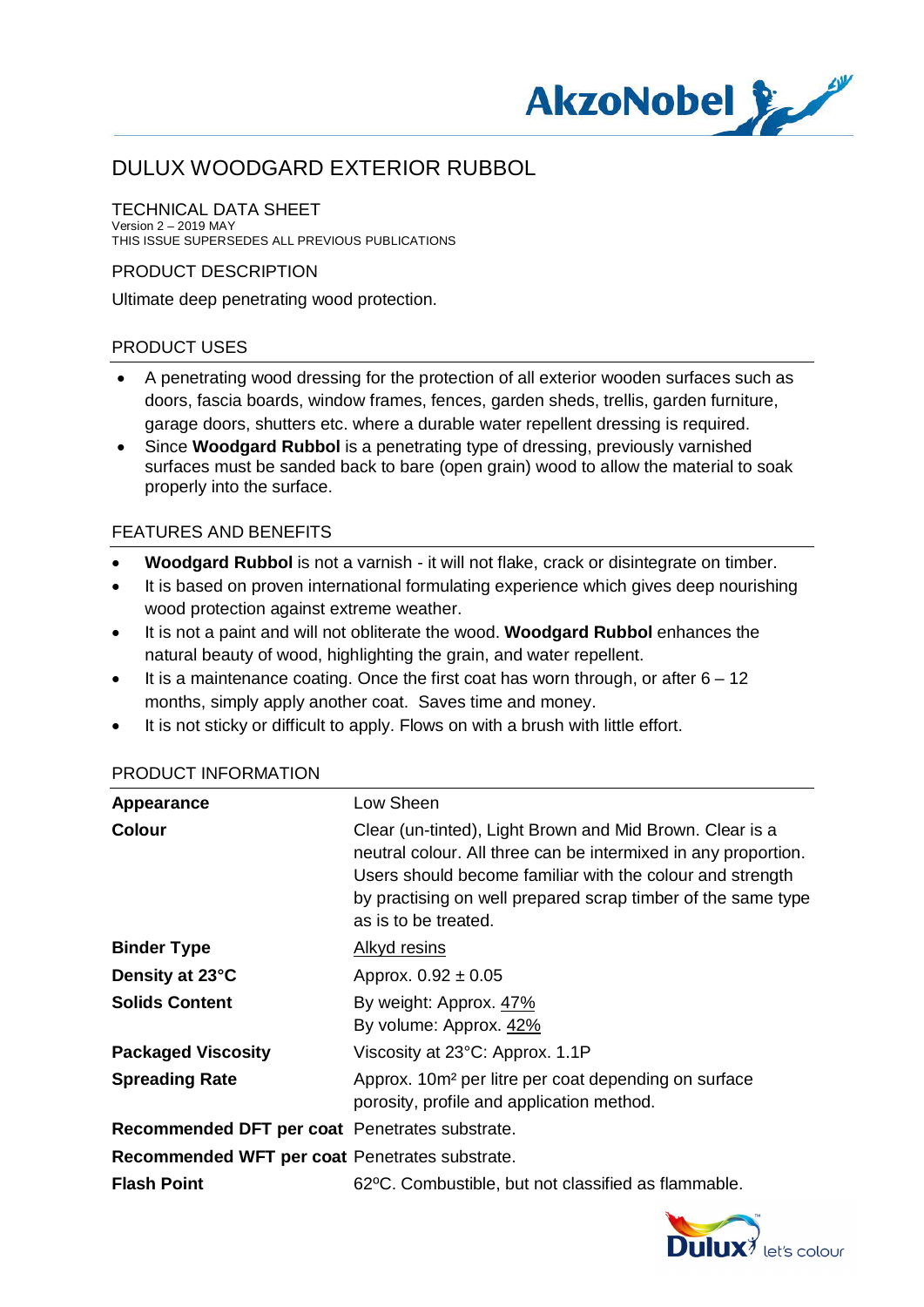# DULUX WOODGARD EXTERIOR RUBBOL

TECHNICAL DATA SHEET
Version 2 – 2019 MAY
THIS ISSUE SUPERSEDES ALL PREVIOUS PUBLICATIONS

## PRODUCT DESCRIPTION

Ultimate deep penetrating wood protection.

## PRODUCT USES

- A penetrating wood dressing for the protection of all exterior wooden surfaces such as doors, fascia boards, window frames, fences, garden sheds, trellis, garden furniture, garage doors, shutters etc. where a durable water repellent dressing is required.
- Since **Woodgard Rubbol** is a penetrating type of dressing, previously varnished surfaces must be sanded back to bare (open grain) wood to allow the material to soak properly into the surface.

## FEATURES AND BENEFITS

- **Woodgard Rubbol** is not a varnish - it will not flake, crack or disintegrate on timber.
- It is based on proven international formulating experience which gives deep nourishing wood protection against extreme weather.
- It is not a paint and will not obliterate the wood. **Woodgard Rubbol** enhances the natural beauty of wood, highlighting the grain, and water repellent.
- It is a maintenance coating. Once the first coat has worn through, or after 6 – 12 months, simply apply another coat. Saves time and money.
- It is not sticky or difficult to apply. Flows on with a brush with little effort.

## PRODUCT INFORMATION

| | |
|---|---|
| **Appearance** | Low Sheen |
| **Colour** | Clear (un-tinted), Light Brown and Mid Brown. Clear is a neutral colour. All three can be intermixed in any proportion. Users should become familiar with the colour and strength by practising on well prepared scrap timber of the same type as is to be treated. |
| **Binder Type** | Alkyd resins |
| **Density at 23°C** | Approx. 0.92 ± 0.05 |
| **Solids Content** | By weight: Approx. 47%<br>By volume: Approx. 42% |
| **Packaged Viscosity** | Viscosity at 23°C: Approx. 1.1P |
| **Spreading Rate** | Approx. 10m² per litre per coat depending on surface porosity, profile and application method. |
| **Recommended DFT per coat** | Penetrates substrate. |
| **Recommended WFT per coat** | Penetrates substrate. |
| **Flash Point** | 62ºC. Combustible, but not classified as flammable. |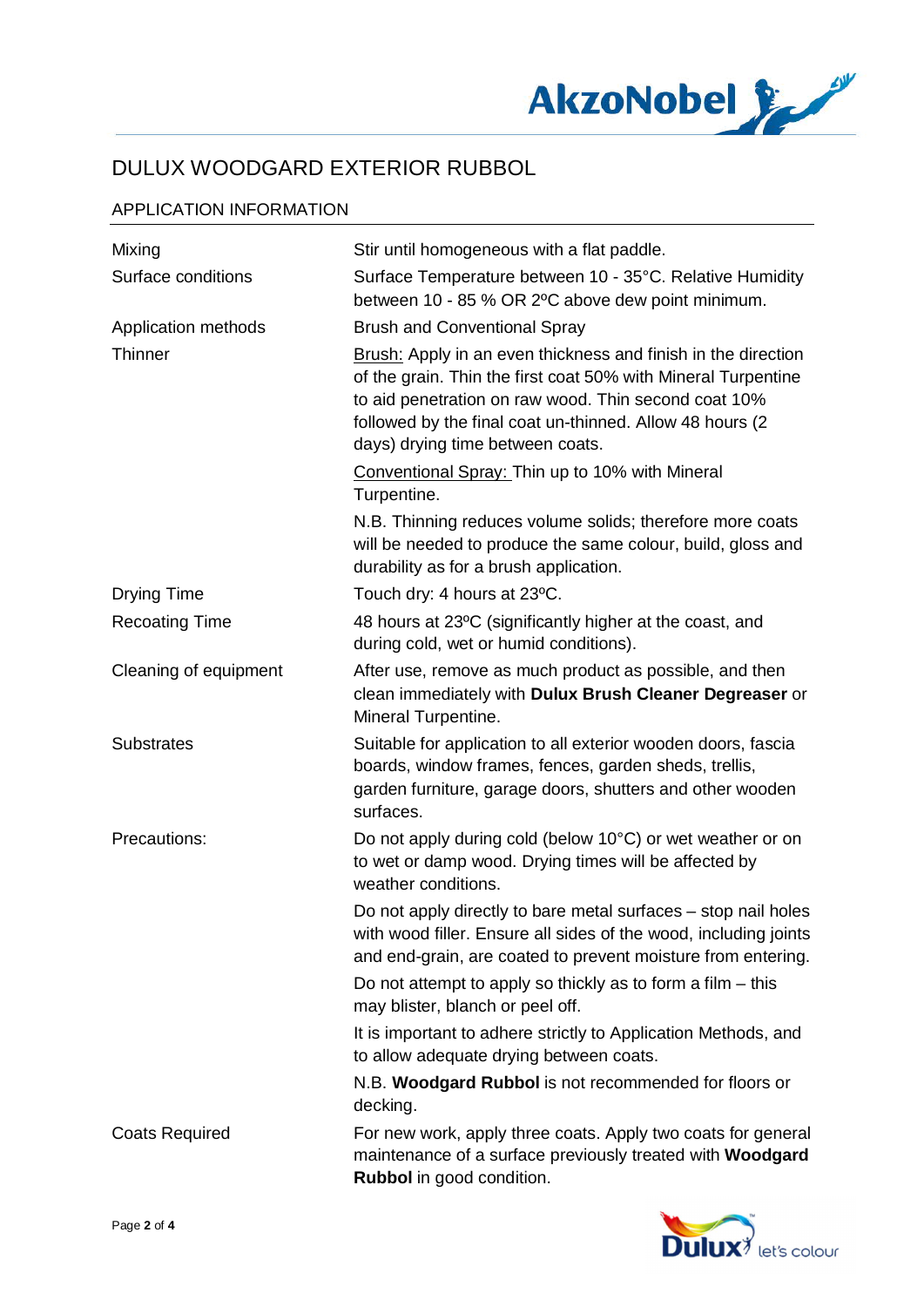# DULUX WOODGARD EXTERIOR RUBBOL

## APPLICATION INFORMATION

| | |
|---|---|
| Mixing | Stir until homogeneous with a flat paddle. |
| Surface conditions | Surface Temperature between 10 - 35°C. Relative Humidity between 10 - 85 % OR 2ºC above dew point minimum. |
| Application methods | Brush and Conventional Spray |
| Thinner | Brush: Apply in an even thickness and finish in the direction of the grain. Thin the first coat 50% with Mineral Turpentine to aid penetration on raw wood. Thin second coat 10% followed by the final coat un-thinned. Allow 48 hours (2 days) drying time between coats.<br><br>Conventional Spray: Thin up to 10% with Mineral Turpentine.<br><br>N.B. Thinning reduces volume solids; therefore more coats will be needed to produce the same colour, build, gloss and durability as for a brush application. |
| Drying Time | Touch dry: 4 hours at 23ºC. |
| Recoating Time | 48 hours at 23ºC (significantly higher at the coast, and during cold, wet or humid conditions). |
| Cleaning of equipment | After use, remove as much product as possible, and then clean immediately with **Dulux Brush Cleaner Degreaser** or Mineral Turpentine. |
| Substrates | Suitable for application to all exterior wooden doors, fascia boards, window frames, fences, garden sheds, trellis, garden furniture, garage doors, shutters and other wooden surfaces. |
| Precautions: | Do not apply during cold (below 10°C) or wet weather or on to wet or damp wood. Drying times will be affected by weather conditions.<br><br>Do not apply directly to bare metal surfaces – stop nail holes with wood filler. Ensure all sides of the wood, including joints and end-grain, are coated to prevent moisture from entering.<br><br>Do not attempt to apply so thickly as to form a film – this may blister, blanch or peel off.<br><br>It is important to adhere strictly to Application Methods, and to allow adequate drying between coats.<br><br>N.B. **Woodgard Rubbol** is not recommended for floors or decking. |
| Coats Required | For new work, apply three coats. Apply two coats for general maintenance of a surface previously treated with **Woodgard Rubbol** in good condition. |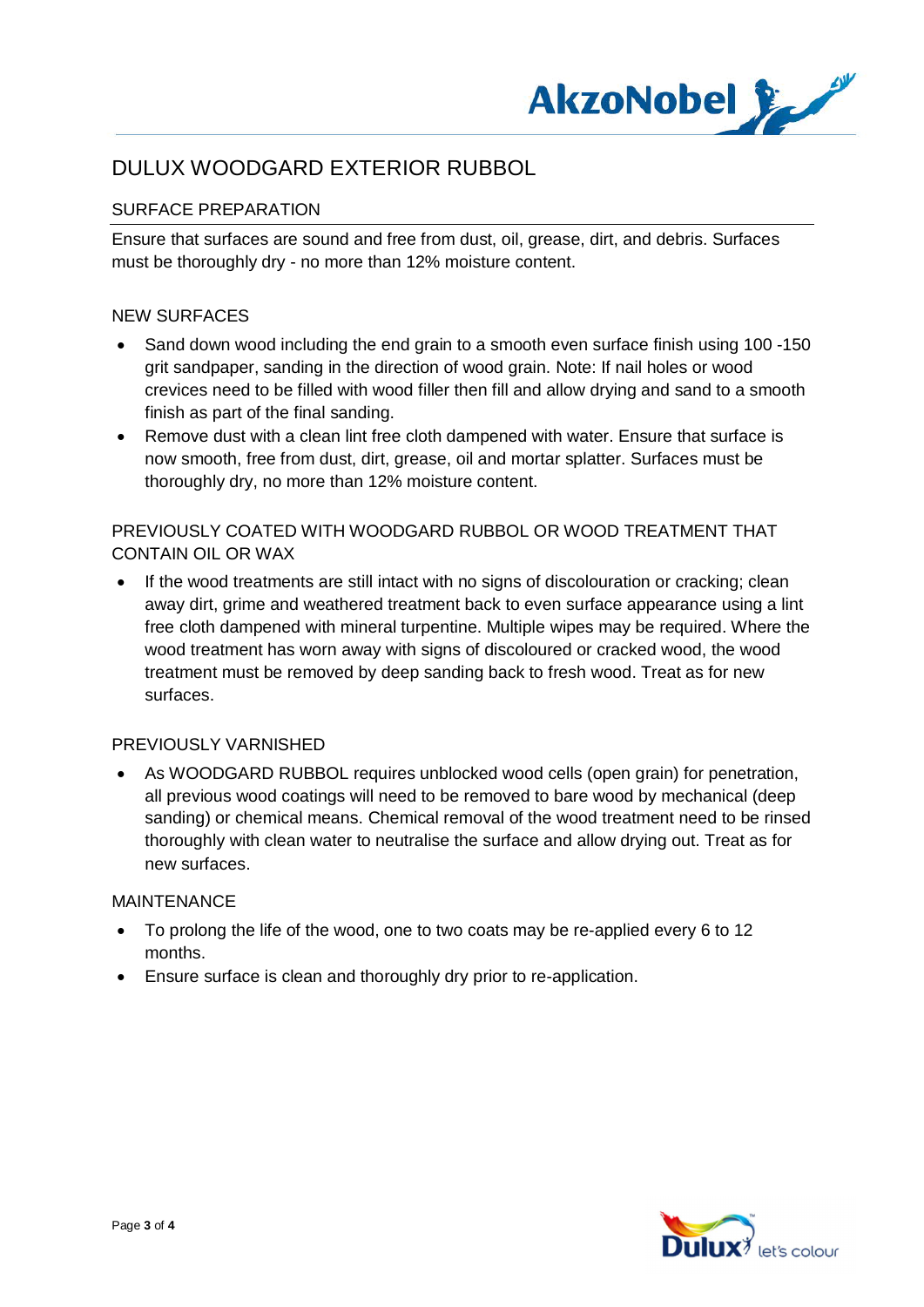# DULUX WOODGARD EXTERIOR RUBBOL

## SURFACE PREPARATION

Ensure that surfaces are sound and free from dust, oil, grease, dirt, and debris. Surfaces must be thoroughly dry - no more than 12% moisture content.

### NEW SURFACES

- Sand down wood including the end grain to a smooth even surface finish using 100 -150 grit sandpaper, sanding in the direction of wood grain. Note: If nail holes or wood crevices need to be filled with wood filler then fill and allow drying and sand to a smooth finish as part of the final sanding.
- Remove dust with a clean lint free cloth dampened with water. Ensure that surface is now smooth, free from dust, dirt, grease, oil and mortar splatter. Surfaces must be thoroughly dry, no more than 12% moisture content.

### PREVIOUSLY COATED WITH WOODGARD RUBBOL OR WOOD TREATMENT THAT CONTAIN OIL OR WAX

- If the wood treatments are still intact with no signs of discolouration or cracking; clean away dirt, grime and weathered treatment back to even surface appearance using a lint free cloth dampened with mineral turpentine. Multiple wipes may be required. Where the wood treatment has worn away with signs of discoloured or cracked wood, the wood treatment must be removed by deep sanding back to fresh wood. Treat as for new surfaces.

### PREVIOUSLY VARNISHED

- As WOODGARD RUBBOL requires unblocked wood cells (open grain) for penetration, all previous wood coatings will need to be removed to bare wood by mechanical (deep sanding) or chemical means. Chemical removal of the wood treatment need to be rinsed thoroughly with clean water to neutralise the surface and allow drying out. Treat as for new surfaces.

### MAINTENANCE

- To prolong the life of the wood, one to two coats may be re-applied every 6 to 12 months.
- Ensure surface is clean and thoroughly dry prior to re-application.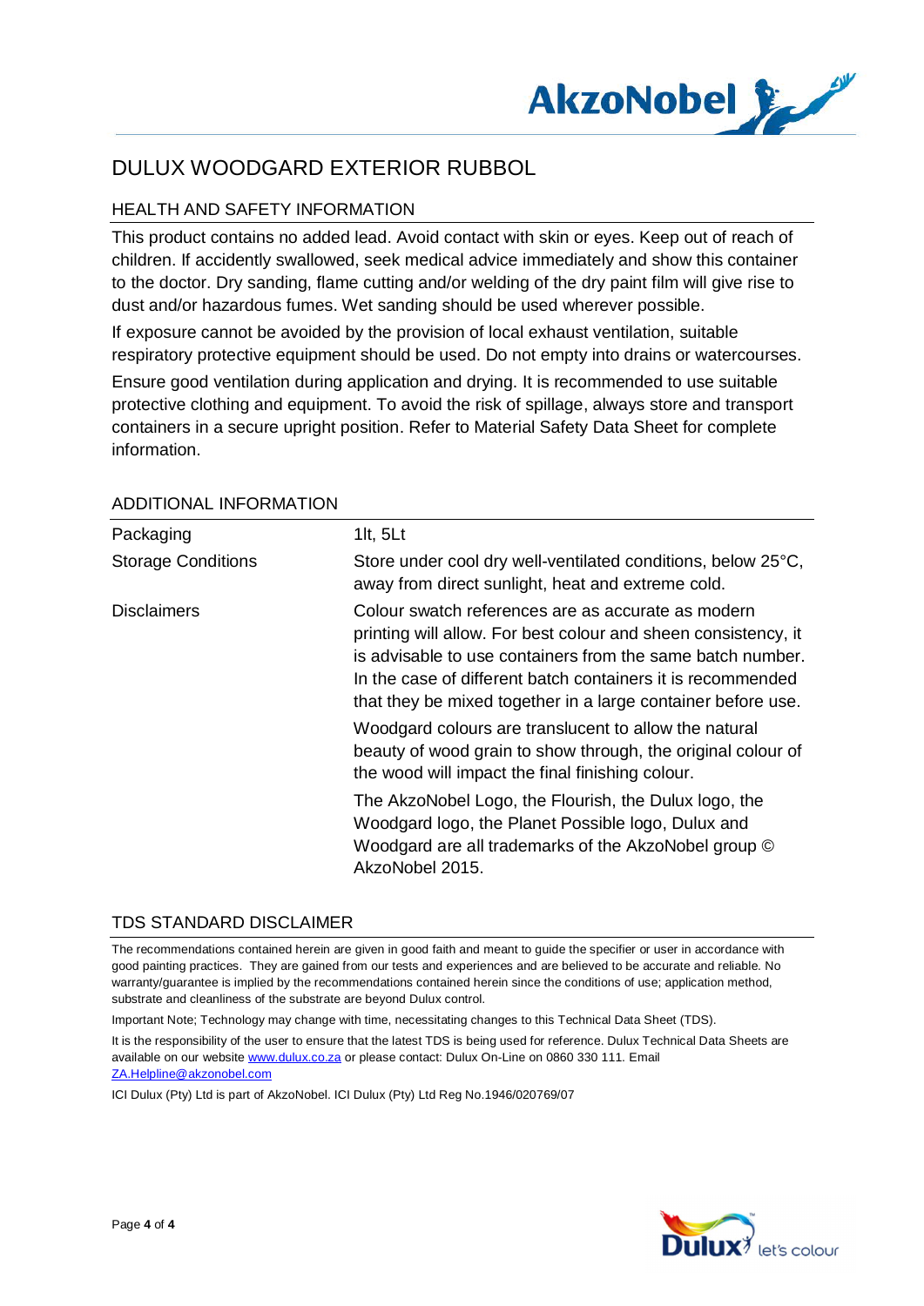# DULUX WOODGARD EXTERIOR RUBBOL

## HEALTH AND SAFETY INFORMATION

This product contains no added lead. Avoid contact with skin or eyes. Keep out of reach of children. If accidently swallowed, seek medical advice immediately and show this container to the doctor. Dry sanding, flame cutting and/or welding of the dry paint film will give rise to dust and/or hazardous fumes. Wet sanding should be used wherever possible.

If exposure cannot be avoided by the provision of local exhaust ventilation, suitable respiratory protective equipment should be used. Do not empty into drains or watercourses.

Ensure good ventilation during application and drying. It is recommended to use suitable protective clothing and equipment. To avoid the risk of spillage, always store and transport containers in a secure upright position. Refer to Material Safety Data Sheet for complete information.

## ADDITIONAL INFORMATION

| | |
|---|---|
| Packaging | 1lt, 5Lt |
| Storage Conditions | Store under cool dry well-ventilated conditions, below 25°C, away from direct sunlight, heat and extreme cold. |
| Disclaimers | Colour swatch references are as accurate as modern printing will allow. For best colour and sheen consistency, it is advisable to use containers from the same batch number. In the case of different batch containers it is recommended that they be mixed together in a large container before use.<br><br>Woodgard colours are translucent to allow the natural beauty of wood grain to show through, the original colour of the wood will impact the final finishing colour.<br><br>The AkzoNobel Logo, the Flourish, the Dulux logo, the Woodgard logo, the Planet Possible logo, Dulux and Woodgard are all trademarks of the AkzoNobel group © AkzoNobel 2015. |

## TDS STANDARD DISCLAIMER

The recommendations contained herein are given in good faith and meant to guide the specifier or user in accordance with good painting practices. They are gained from our tests and experiences and are believed to be accurate and reliable. No warranty/guarantee is implied by the recommendations contained herein since the conditions of use; application method, substrate and cleanliness of the substrate are beyond Dulux control.

Important Note; Technology may change with time, necessitating changes to this Technical Data Sheet (TDS).

It is the responsibility of the user to ensure that the latest TDS is being used for reference. Dulux Technical Data Sheets are available on our website www.dulux.co.za or please contact: Dulux On-Line on 0860 330 111. Email ZA.Helpline@akzonobel.com

ICI Dulux (Pty) Ltd is part of AkzoNobel. ICI Dulux (Pty) Ltd Reg No.1946/020769/07